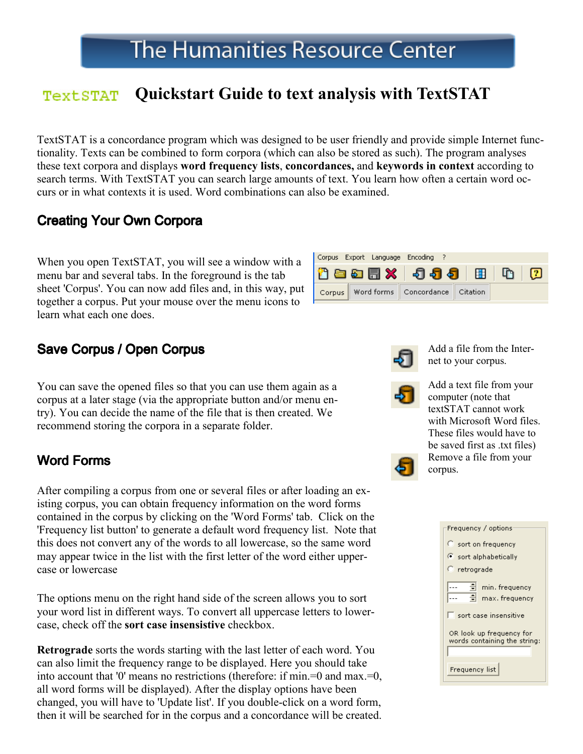# The Humanities Resource Center

## Quickstart Guide to text analysis with TextSTAT

TextSTAT is a concordance program which was designed to be user friendly and provide simple Internet functionality. Texts can be combined to form corpora (which can also be stored as such). The program analyses these text corpora and displays **word frequency lists**, **concordances,** and **keywords in context** according to search terms. With TextSTAT you can search large amounts of text. You learn how often a certain word occurs or in what contexts it is used. Word combinations can also be examined.

### Creating Your Own Corpora

When you open TextSTAT, you will see a window with a menu bar and several tabs. In the foreground is the tab sheet 'Corpus'. You can now add files and, in this way, put together a corpus. Put your mouse over the menu icons to learn what each one does.

Corpus Export Language Encoding ?

Corpus | Word forms | Concordance | Citation

Add a file from the Internet to your corpus.

Add a text file from your computer (note that textSTAT cannot work with Microsoft Word files. These files would have to be saved first as .txt files)

Remove a file from your corpus.

### Save Corpus / Open Corpus

You can save the opened files so that you can use them again as a corpus at a later stage (via the appropriate button and/or menu entry). You can decide the name of the file that is then created. We recommend storing the corpora in a separate folder.

### Word Forms

After compiling a corpus from one or several files or after loading an existing corpus, you can obtain frequency information on the word forms contained in the corpus by clicking on the 'Word Forms' tab. Click on the 'Frequency list button' to generate a default word frequency list. Note that this does not convert any of the words to all lowercase, so the same word may appear twice in the list with the first letter of the word either uppercase or lowercase

The options menu on the right hand side of the screen allows you to sort your word list in different ways. To convert all uppercase letters to lowercase, check off the **sort case insensitive** checkbox.

**Retrograde** sorts the words starting with the last letter of each word. You can also limit the frequency range to be displayed. Here you should take into account that '0' means no restrictions (therefore: if min.=0 and max.=0, all word forms will be displayed). After the display options have been changed, you will have to 'Update list'. If you double-click on a word form, then it will be searched for in the corpus and a concordance will be created.

Frequency / options
- sort on frequency
- sort alphabetically
- retrograde
- min. frequency
- max. frequency
- sort case insensitive

OR look up frequency for words containing the string:

Frequency list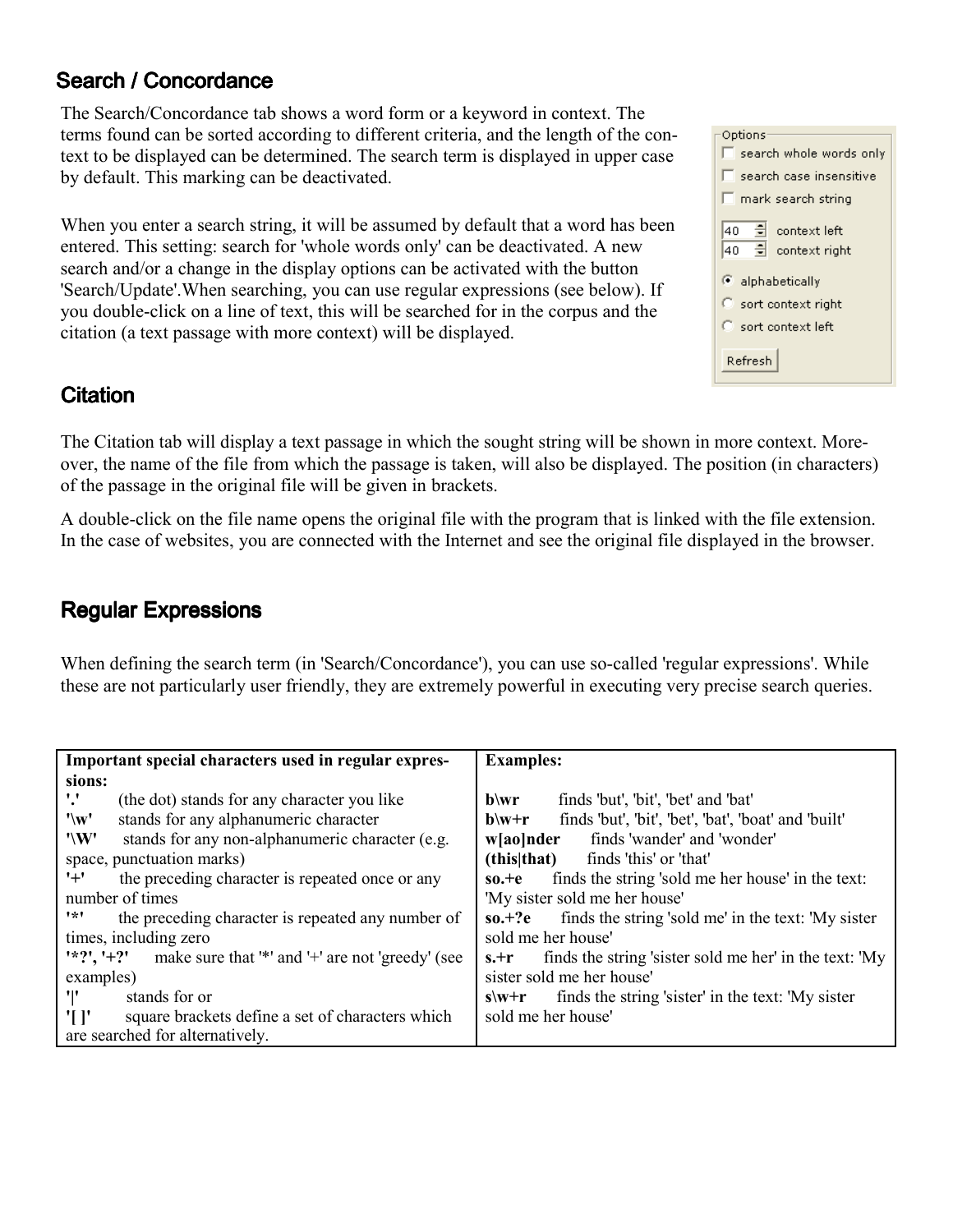## Search / Concordance

The Search/Concordance tab shows a word form or a keyword in context. The terms found can be sorted according to different criteria, and the length of the context to be displayed can be determined. The search term is displayed in upper case by default. This marking can be deactivated.

When you enter a search string, it will be assumed by default that a word has been entered. This setting: search for 'whole words only' can be deactivated. A new search and/or a change in the display options can be activated with the button 'Search/Update'.When searching, you can use regular expressions (see below). If you double-click on a line of text, this will be searched for in the corpus and the citation (a text passage with more context) will be displayed.

Options
- search whole words only
- search case insensitive
- mark search string

40 context left
40 context right

- alphabetically
- sort context right
- sort context left

Refresh

## Citation

The Citation tab will display a text passage in which the sought string will be shown in more context. Moreover, the name of the file from which the passage is taken, will also be displayed. The position (in characters) of the passage in the original file will be given in brackets.

A double-click on the file name opens the original file with the program that is linked with the file extension. In the case of websites, you are connected with the Internet and see the original file displayed in the browser.

## Regular Expressions

When defining the search term (in 'Search/Concordance'), you can use so-called 'regular expressions'. While these are not particularly user friendly, they are extremely powerful in executing very precise search queries.

| **Important special characters used in regular expressions:** | **Examples:** |
|---|---|
| **'.'** (the dot) stands for any character you like | **b\wr** finds 'but', 'bit', 'bet' and 'bat' |
| **'\w'** stands for any alphanumeric character | **b\w+r** finds 'but', 'bit', 'bet', 'bat', 'boat' and 'built' |
| **'\W'** stands for any non-alphanumeric character (e.g. space, punctuation marks) | **w[ao]nder** finds 'wander' and 'wonder' |
| **'+'** the preceding character is repeated once or any number of times | **(this\|that)** finds 'this' or 'that' |
| **'*'** the preceding character is repeated any number of times, including zero | **so.+e** finds the string 'sold me her house' in the text: 'My sister sold me her house' |
| **'*?', '+?'** make sure that '*' and '+' are not 'greedy' (see examples) | **so.+?e** finds the string 'sold me' in the text: 'My sister sold me her house' |
| **'\|'** stands for or | **s.+r** finds the string 'sister sold me her' in the text: 'My sister sold me her house' |
| **'[ ]'** square brackets define a set of characters which are searched for alternatively. | **s\w+r** finds the string 'sister' in the text: 'My sister sold me her house' |